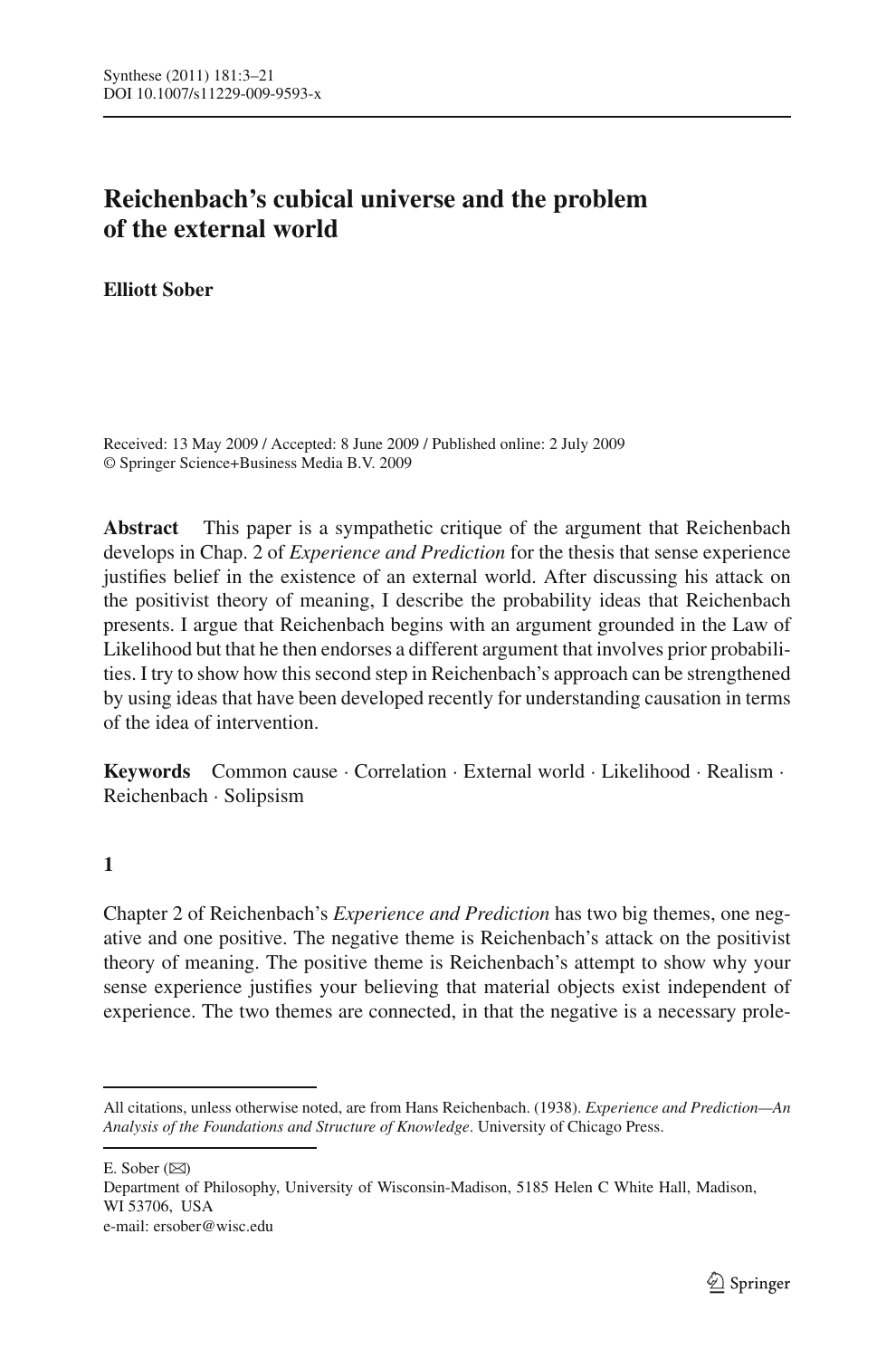# Reichenbach's cubical universe and the problem of the external world

**Elliott Sober**

Received: 13 May 2009 / Accepted: 8 June 2009 / Published online: 2 July 2009
© Springer Science+Business Media B.V. 2009

**Abstract** This paper is a sympathetic critique of the argument that Reichenbach develops in Chap. 2 of *Experience and Prediction* for the thesis that sense experience justifies belief in the existence of an external world. After discussing his attack on the positivist theory of meaning, I describe the probability ideas that Reichenbach presents. I argue that Reichenbach begins with an argument grounded in the Law of Likelihood but that he then endorses a different argument that involves prior probabilities. I try to show how this second step in Reichenbach's approach can be strengthened by using ideas that have been developed recently for understanding causation in terms of the idea of intervention.

**Keywords** Common cause · Correlation · External world · Likelihood · Realism · Reichenbach · Solipsism

## 1

Chapter 2 of Reichenbach's *Experience and Prediction* has two big themes, one negative and one positive. The negative theme is Reichenbach's attack on the positivist theory of meaning. The positive theme is Reichenbach's attempt to show why your sense experience justifies your believing that material objects exist independent of experience. The two themes are connected, in that the negative is a necessary prole-

---

All citations, unless otherwise noted, are from Hans Reichenbach. (1938). *Experience and Prediction—An Analysis of the Foundations and Structure of Knowledge*. University of Chicago Press.

E. Sober (✉)
Department of Philosophy, University of Wisconsin-Madison, 5185 Helen C White Hall, Madison, WI 53706, USA
e-mail: ersober@wisc.edu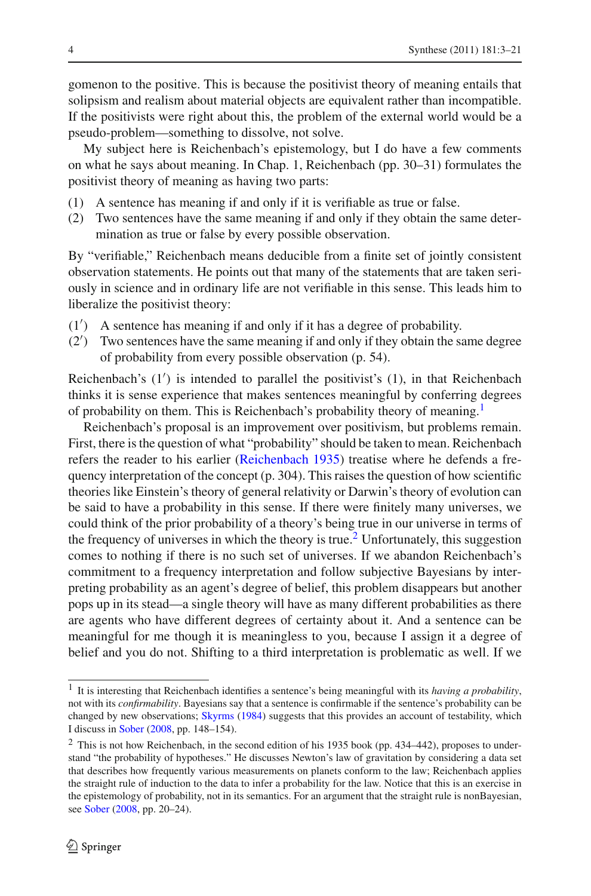gomenon to the positive. This is because the positivist theory of meaning entails that solipsism and realism about material objects are equivalent rather than incompatible. If the positivists were right about this, the problem of the external world would be a pseudo-problem—something to dissolve, not solve.

My subject here is Reichenbach's epistemology, but I do have a few comments on what he says about meaning. In Chap. 1, Reichenbach (pp. 30–31) formulates the positivist theory of meaning as having two parts:

(1) A sentence has meaning if and only if it is verifiable as true or false.
(2) Two sentences have the same meaning if and only if they obtain the same determination as true or false by every possible observation.

By "verifiable," Reichenbach means deducible from a finite set of jointly consistent observation statements. He points out that many of the statements that are taken seriously in science and in ordinary life are not verifiable in this sense. This leads him to liberalize the positivist theory:

(1′) A sentence has meaning if and only if it has a degree of probability.
(2′) Two sentences have the same meaning if and only if they obtain the same degree of probability from every possible observation (p. 54).

Reichenbach's (1′) is intended to parallel the positivist's (1), in that Reichenbach thinks it is sense experience that makes sentences meaningful by conferring degrees of probability on them. This is Reichenbach's probability theory of meaning.[1]

Reichenbach's proposal is an improvement over positivism, but problems remain. First, there is the question of what "probability" should be taken to mean. Reichenbach refers the reader to his earlier (Reichenbach 1935) treatise where he defends a frequency interpretation of the concept (p. 304). This raises the question of how scientific theories like Einstein's theory of general relativity or Darwin's theory of evolution can be said to have a probability in this sense. If there were finitely many universes, we could think of the prior probability of a theory's being true in our universe in terms of the frequency of universes in which the theory is true.[2] Unfortunately, this suggestion comes to nothing if there is no such set of universes. If we abandon Reichenbach's commitment to a frequency interpretation and follow subjective Bayesians by interpreting probability as an agent's degree of belief, this problem disappears but another pops up in its stead—a single theory will have as many different probabilities as there are agents who have different degrees of certainty about it. And a sentence can be meaningful for me though it is meaningless to you, because I assign it a degree of belief and you do not. Shifting to a third interpretation is problematic as well. If we

---

[1] It is interesting that Reichenbach identifies a sentence's being meaningful with its *having a probability*, not with its *confirmability*. Bayesians say that a sentence is confirmable if the sentence's probability can be changed by new observations; Skyrms (1984) suggests that this provides an account of testability, which I discuss in Sober (2008, pp. 148–154).

[2] This is not how Reichenbach, in the second edition of his 1935 book (pp. 434–442), proposes to understand "the probability of hypotheses." He discusses Newton's law of gravitation by considering a data set that describes how frequently various measurements on planets conform to the law; Reichenbach applies the straight rule of induction to the data to infer a probability for the law. Notice that this is an exercise in the epistemology of probability, not in its semantics. For an argument that the straight rule is nonBayesian, see Sober (2008, pp. 20–24).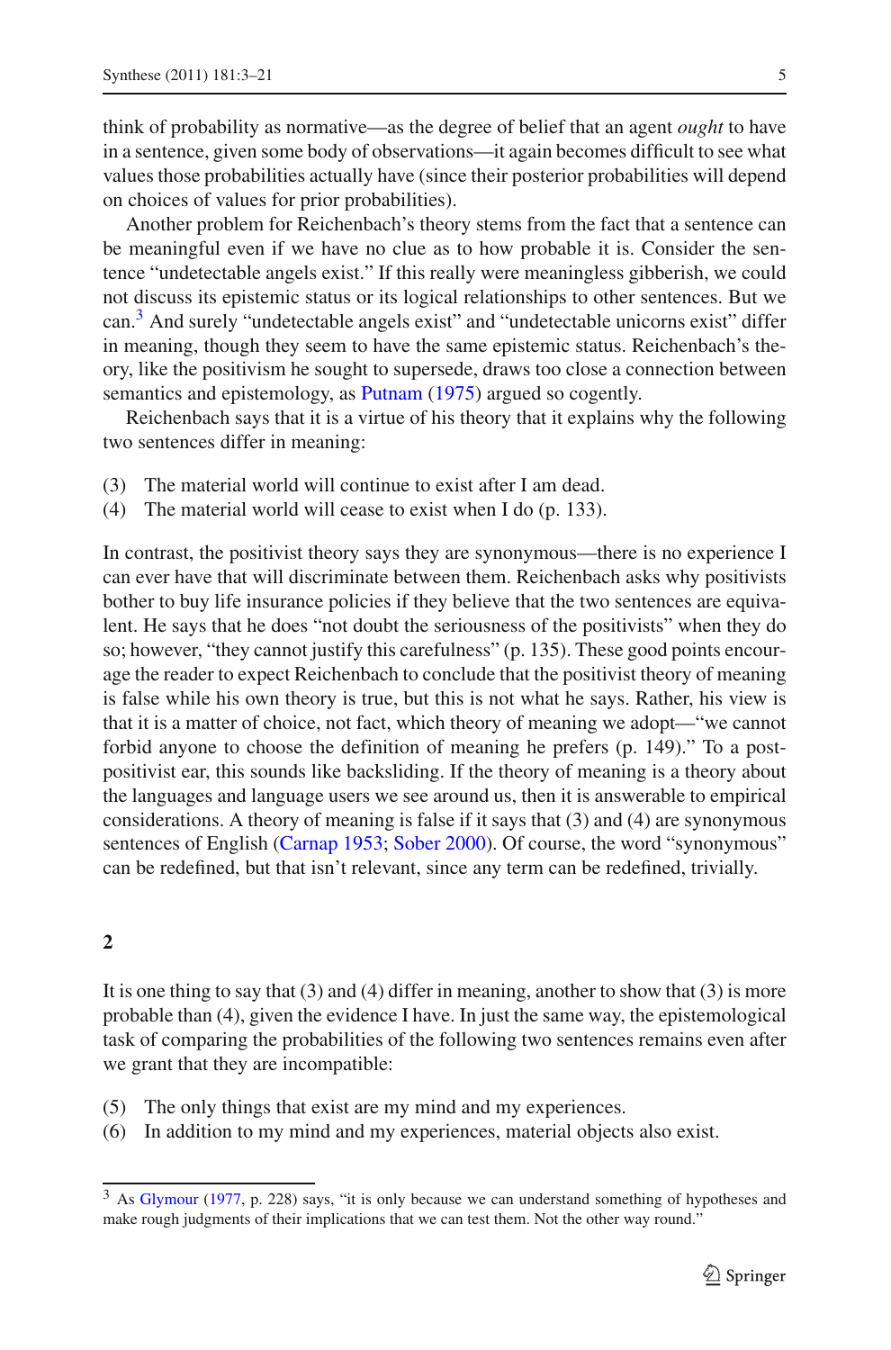think of probability as normative—as the degree of belief that an agent *ought* to have in a sentence, given some body of observations—it again becomes difficult to see what values those probabilities actually have (since their posterior probabilities will depend on choices of values for prior probabilities).

Another problem for Reichenbach's theory stems from the fact that a sentence can be meaningful even if we have no clue as to how probable it is. Consider the sentence "undetectable angels exist." If this really were meaningless gibberish, we could not discuss its epistemic status or its logical relationships to other sentences. But we can.[3] And surely "undetectable angels exist" and "undetectable unicorns exist" differ in meaning, though they seem to have the same epistemic status. Reichenbach's theory, like the positivism he sought to supersede, draws too close a connection between semantics and epistemology, as Putnam (1975) argued so cogently.

Reichenbach says that it is a virtue of his theory that it explains why the following two sentences differ in meaning:

(3) The material world will continue to exist after I am dead.
(4) The material world will cease to exist when I do (p. 133).

In contrast, the positivist theory says they are synonymous—there is no experience I can ever have that will discriminate between them. Reichenbach asks why positivists bother to buy life insurance policies if they believe that the two sentences are equivalent. He says that he does "not doubt the seriousness of the positivists" when they do so; however, "they cannot justify this carefulness" (p. 135). These good points encourage the reader to expect Reichenbach to conclude that the positivist theory of meaning is false while his own theory is true, but this is not what he says. Rather, his view is that it is a matter of choice, not fact, which theory of meaning we adopt—"we cannot forbid anyone to choose the definition of meaning he prefers (p. 149)." To a post-positivist ear, this sounds like backsliding. If the theory of meaning is a theory about the languages and language users we see around us, then it is answerable to empirical considerations. A theory of meaning is false if it says that (3) and (4) are synonymous sentences of English (Carnap 1953; Sober 2000). Of course, the word "synonymous" can be redefined, but that isn't relevant, since any term can be redefined, trivially.

## 2

It is one thing to say that (3) and (4) differ in meaning, another to show that (3) is more probable than (4), given the evidence I have. In just the same way, the epistemological task of comparing the probabilities of the following two sentences remains even after we grant that they are incompatible:

(5) The only things that exist are my mind and my experiences.
(6) In addition to my mind and my experiences, material objects also exist.

[3] As Glymour (1977, p. 228) says, "it is only because we can understand something of hypotheses and make rough judgments of their implications that we can test them. Not the other way round."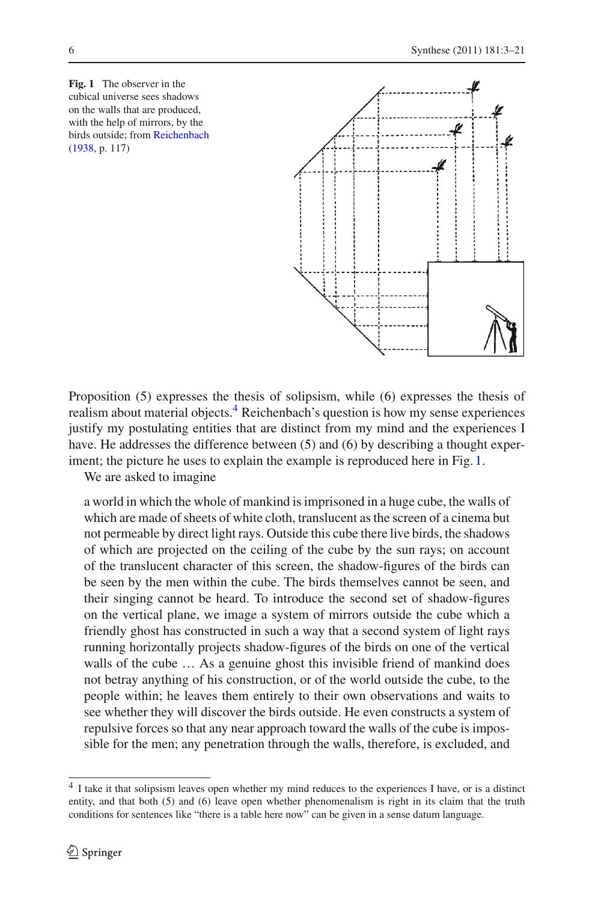**Fig. 1** The observer in the cubical universe sees shadows on the walls that are produced, with the help of mirrors, by the birds outside; from Reichenbach (1938, p. 117)

Proposition (5) expresses the thesis of solipsism, while (6) expresses the thesis of realism about material objects.[4] Reichenbach's question is how my sense experiences justify my postulating entities that are distinct from my mind and the experiences I have. He addresses the difference between (5) and (6) by describing a thought experiment; the picture he uses to explain the example is reproduced here in Fig. 1.

We are asked to imagine

> a world in which the whole of mankind is imprisoned in a huge cube, the walls of which are made of sheets of white cloth, translucent as the screen of a cinema but not permeable by direct light rays. Outside this cube there live birds, the shadows of which are projected on the ceiling of the cube by the sun rays; on account of the translucent character of this screen, the shadow-figures of the birds can be seen by the men within the cube. The birds themselves cannot be seen, and their singing cannot be heard. To introduce the second set of shadow-figures on the vertical plane, we image a system of mirrors outside the cube which a friendly ghost has constructed in such a way that a second system of light rays running horizontally projects shadow-figures of the birds on one of the vertical walls of the cube … As a genuine ghost this invisible friend of mankind does not betray anything of his construction, or of the world outside the cube, to the people within; he leaves them entirely to their own observations and waits to see whether they will discover the birds outside. He even constructs a system of repulsive forces so that any near approach toward the walls of the cube is impossible for the men; any penetration through the walls, therefore, is excluded, and

[4] I take it that solipsism leaves open whether my mind reduces to the experiences I have, or is a distinct entity, and that both (5) and (6) leave open whether phenomenalism is right in its claim that the truth conditions for sentences like "there is a table here now" can be given in a sense datum language.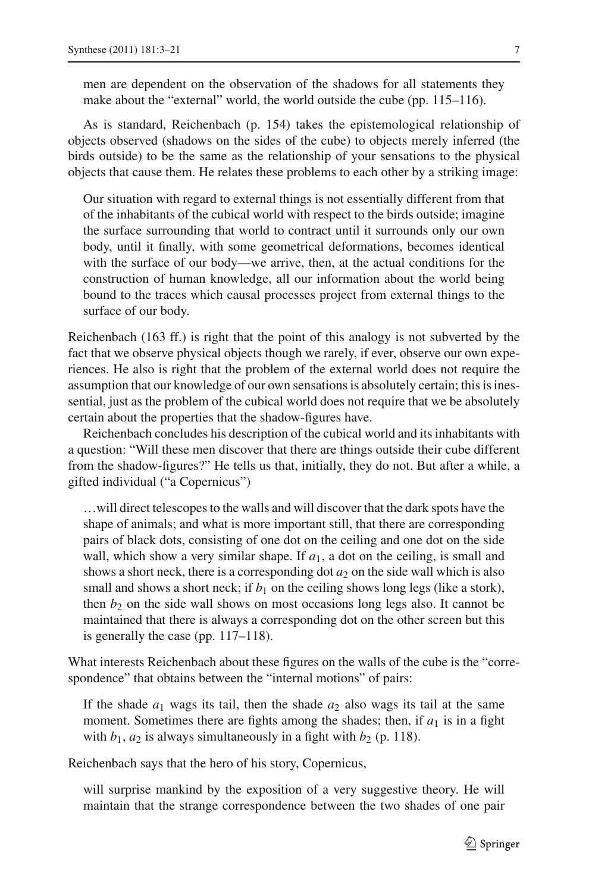men are dependent on the observation of the shadows for all statements they make about the "external" world, the world outside the cube (pp. 115–116).

As is standard, Reichenbach (p. 154) takes the epistemological relationship of objects observed (shadows on the sides of the cube) to objects merely inferred (the birds outside) to be the same as the relationship of your sensations to the physical objects that cause them. He relates these problems to each other by a striking image:

> Our situation with regard to external things is not essentially different from that of the inhabitants of the cubical world with respect to the birds outside; imagine the surface surrounding that world to contract until it surrounds only our own body, until it finally, with some geometrical deformations, becomes identical with the surface of our body—we arrive, then, at the actual conditions for the construction of human knowledge, all our information about the world being bound to the traces which causal processes project from external things to the surface of our body.

Reichenbach (163 ff.) is right that the point of this analogy is not subverted by the fact that we observe physical objects though we rarely, if ever, observe our own experiences. He also is right that the problem of the external world does not require the assumption that our knowledge of our own sensations is absolutely certain; this is inessential, just as the problem of the cubical world does not require that we be absolutely certain about the properties that the shadow-figures have.

Reichenbach concludes his description of the cubical world and its inhabitants with a question: "Will these men discover that there are things outside their cube different from the shadow-figures?" He tells us that, initially, they do not. But after a while, a gifted individual ("a Copernicus")

> …will direct telescopes to the walls and will discover that the dark spots have the shape of animals; and what is more important still, that there are corresponding pairs of black dots, consisting of one dot on the ceiling and one dot on the side wall, which show a very similar shape. If $a_1$, a dot on the ceiling, is small and shows a short neck, there is a corresponding dot $a_2$ on the side wall which is also small and shows a short neck; if $b_1$ on the ceiling shows long legs (like a stork), then $b_2$ on the side wall shows on most occasions long legs also. It cannot be maintained that there is always a corresponding dot on the other screen but this is generally the case (pp. 117–118).

What interests Reichenbach about these figures on the walls of the cube is the "correspondence" that obtains between the "internal motions" of pairs:

> If the shade $a_1$ wags its tail, then the shade $a_2$ also wags its tail at the same moment. Sometimes there are fights among the shades; then, if $a_1$ is in a fight with $b_1$, $a_2$ is always simultaneously in a fight with $b_2$ (p. 118).

Reichenbach says that the hero of his story, Copernicus,

> will surprise mankind by the exposition of a very suggestive theory. He will maintain that the strange correspondence between the two shades of one pair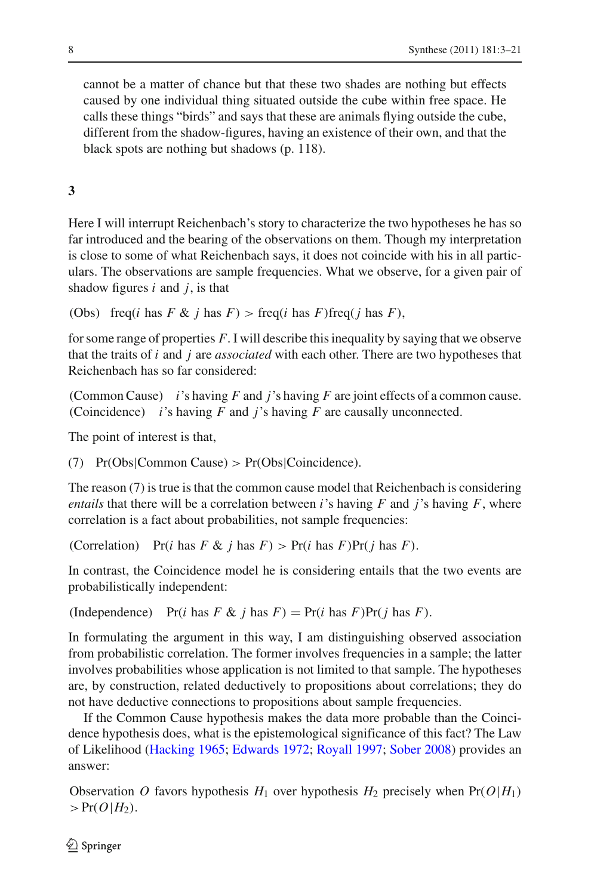cannot be a matter of chance but that these two shades are nothing but effects caused by one individual thing situated outside the cube within free space. He calls these things "birds" and says that these are animals flying outside the cube, different from the shadow-figures, having an existence of their own, and that the black spots are nothing but shadows (p. 118).

## 3

Here I will interrupt Reichenbach's story to characterize the two hypotheses he has so far introduced and the bearing of the observations on them. Though my interpretation is close to some of what Reichenbach says, it does not coincide with his in all particulars. The observations are sample frequencies. What we observe, for a given pair of shadow figures $i$ and $j$, is that

(Obs) $\quad \text{freq}(i \text{ has } F \;\&\; j \text{ has } F) > \text{freq}(i \text{ has } F)\text{freq}(j \text{ has } F)$,

for some range of properties $F$. I will describe this inequality by saying that we observe that the traits of $i$ and $j$ are *associated* with each other. There are two hypotheses that Reichenbach has so far considered:

(Common Cause) $\quad i$'s having $F$ and $j$'s having $F$ are joint effects of a common cause.
(Coincidence) $\quad i$'s having $F$ and $j$'s having $F$ are causally unconnected.

The point of interest is that,

(7) $\quad \Pr(\text{Obs}|\text{Common Cause}) > \Pr(\text{Obs}|\text{Coincidence})$.

The reason (7) is true is that the common cause model that Reichenbach is considering *entails* that there will be a correlation between $i$'s having $F$ and $j$'s having $F$, where correlation is a fact about probabilities, not sample frequencies:

(Correlation) $\quad \Pr(i \text{ has } F \;\&\; j \text{ has } F) > \Pr(i \text{ has } F)\Pr(j \text{ has } F)$.

In contrast, the Coincidence model he is considering entails that the two events are probabilistically independent:

(Independence) $\quad \Pr(i \text{ has } F \;\&\; j \text{ has } F) = \Pr(i \text{ has } F)\Pr(j \text{ has } F)$.

In formulating the argument in this way, I am distinguishing observed association from probabilistic correlation. The former involves frequencies in a sample; the latter involves probabilities whose application is not limited to that sample. The hypotheses are, by construction, related deductively to propositions about correlations; they do not have deductive connections to propositions about sample frequencies.

If the Common Cause hypothesis makes the data more probable than the Coincidence hypothesis does, what is the epistemological significance of this fact? The Law of Likelihood (Hacking 1965; Edwards 1972; Royall 1997; Sober 2008) provides an answer:

Observation $O$ favors hypothesis $H_1$ over hypothesis $H_2$ precisely when $\Pr(O|H_1) > \Pr(O|H_2)$.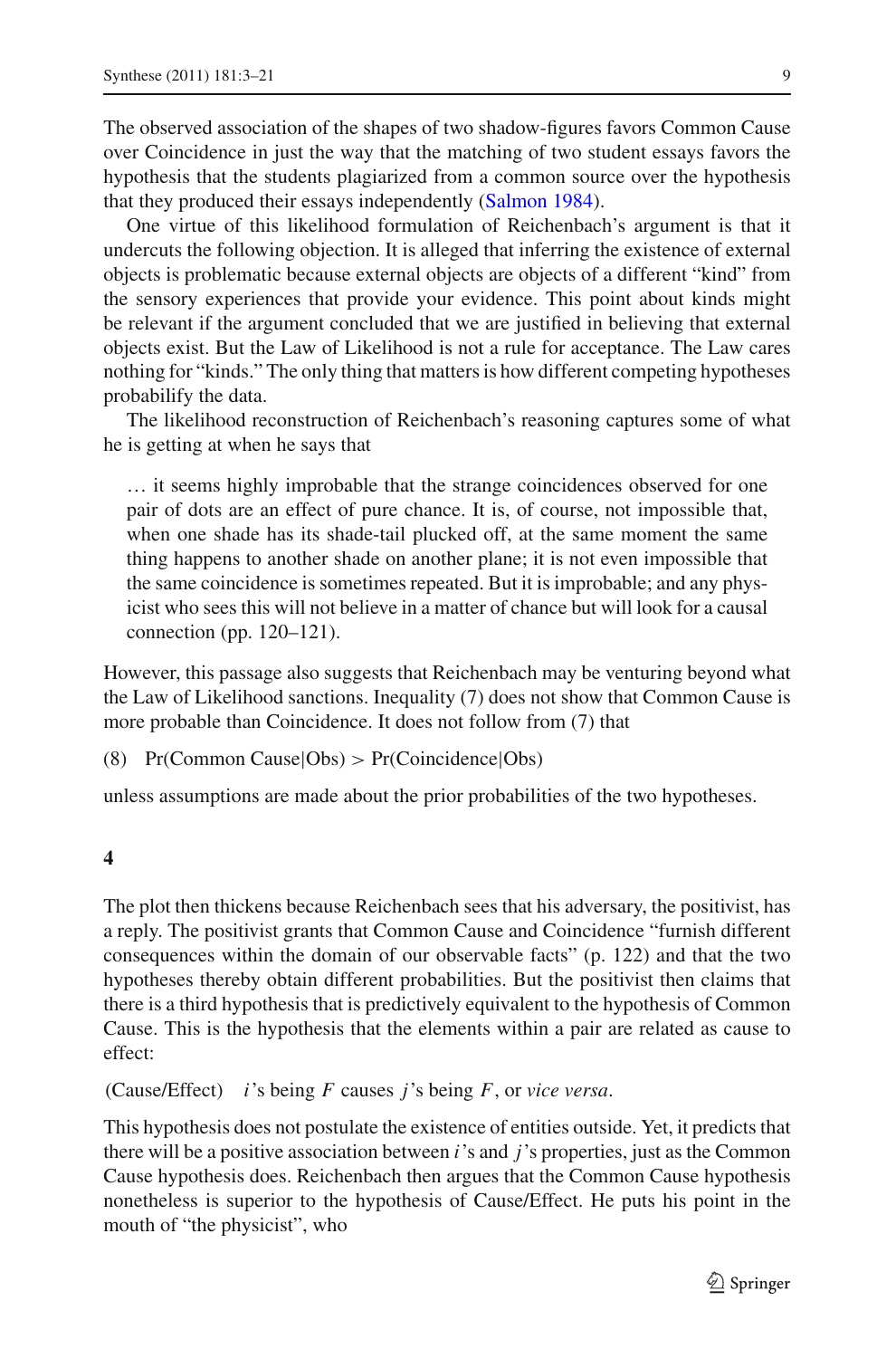The observed association of the shapes of two shadow-figures favors Common Cause over Coincidence in just the way that the matching of two student essays favors the hypothesis that the students plagiarized from a common source over the hypothesis that they produced their essays independently (Salmon 1984).

One virtue of this likelihood formulation of Reichenbach's argument is that it undercuts the following objection. It is alleged that inferring the existence of external objects is problematic because external objects are objects of a different "kind" from the sensory experiences that provide your evidence. This point about kinds might be relevant if the argument concluded that we are justified in believing that external objects exist. But the Law of Likelihood is not a rule for acceptance. The Law cares nothing for "kinds." The only thing that matters is how different competing hypotheses probabilify the data.

The likelihood reconstruction of Reichenbach's reasoning captures some of what he is getting at when he says that

> … it seems highly improbable that the strange coincidences observed for one pair of dots are an effect of pure chance. It is, of course, not impossible that, when one shade has its shade-tail plucked off, at the same moment the same thing happens to another shade on another plane; it is not even impossible that the same coincidence is sometimes repeated. But it is improbable; and any physicist who sees this will not believe in a matter of chance but will look for a causal connection (pp. 120–121).

However, this passage also suggests that Reichenbach may be venturing beyond what the Law of Likelihood sanctions. Inequality (7) does not show that Common Cause is more probable than Coincidence. It does not follow from (7) that

(8) $\Pr(\text{Common Cause}|\text{Obs}) > \Pr(\text{Coincidence}|\text{Obs})$

unless assumptions are made about the prior probabilities of the two hypotheses.

**4**

The plot then thickens because Reichenbach sees that his adversary, the positivist, has a reply. The positivist grants that Common Cause and Coincidence "furnish different consequences within the domain of our observable facts" (p. 122) and that the two hypotheses thereby obtain different probabilities. But the positivist then claims that there is a third hypothesis that is predictively equivalent to the hypothesis of Common Cause. This is the hypothesis that the elements within a pair are related as cause to effect:

(Cause/Effect) $i$'s being $F$ causes $j$'s being $F$, or *vice versa*.

This hypothesis does not postulate the existence of entities outside. Yet, it predicts that there will be a positive association between $i$'s and $j$'s properties, just as the Common Cause hypothesis does. Reichenbach then argues that the Common Cause hypothesis nonetheless is superior to the hypothesis of Cause/Effect. He puts his point in the mouth of "the physicist", who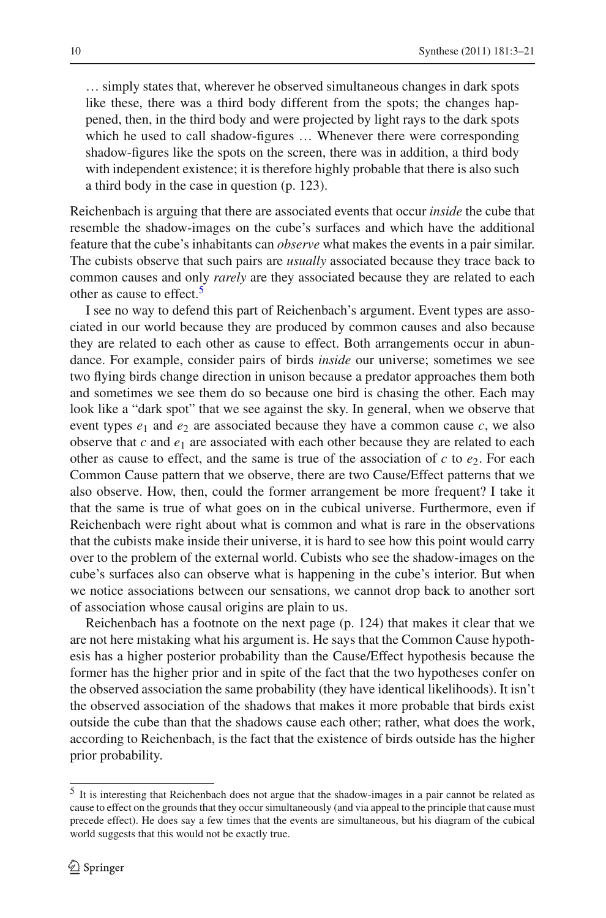> … simply states that, wherever he observed simultaneous changes in dark spots like these, there was a third body different from the spots; the changes happened, then, in the third body and were projected by light rays to the dark spots which he used to call shadow-figures … Whenever there were corresponding shadow-figures like the spots on the screen, there was in addition, a third body with independent existence; it is therefore highly probable that there is also such a third body in the case in question (p. 123).

Reichenbach is arguing that there are associated events that occur *inside* the cube that resemble the shadow-images on the cube's surfaces and which have the additional feature that the cube's inhabitants can *observe* what makes the events in a pair similar. The cubists observe that such pairs are *usually* associated because they trace back to common causes and only *rarely* are they associated because they are related to each other as cause to effect.[5]

I see no way to defend this part of Reichenbach's argument. Event types are associated in our world because they are produced by common causes and also because they are related to each other as cause to effect. Both arrangements occur in abundance. For example, consider pairs of birds *inside* our universe; sometimes we see two flying birds change direction in unison because a predator approaches them both and sometimes we see them do so because one bird is chasing the other. Each may look like a "dark spot" that we see against the sky. In general, when we observe that event types $e_1$ and $e_2$ are associated because they have a common cause $c$, we also observe that $c$ and $e_1$ are associated with each other because they are related to each other as cause to effect, and the same is true of the association of $c$ to $e_2$. For each Common Cause pattern that we observe, there are two Cause/Effect patterns that we also observe. How, then, could the former arrangement be more frequent? I take it that the same is true of what goes on in the cubical universe. Furthermore, even if Reichenbach were right about what is common and what is rare in the observations that the cubists make inside their universe, it is hard to see how this point would carry over to the problem of the external world. Cubists who see the shadow-images on the cube's surfaces also can observe what is happening in the cube's interior. But when we notice associations between our sensations, we cannot drop back to another sort of association whose causal origins are plain to us.

Reichenbach has a footnote on the next page (p. 124) that makes it clear that we are not here mistaking what his argument is. He says that the Common Cause hypothesis has a higher posterior probability than the Cause/Effect hypothesis because the former has the higher prior and in spite of the fact that the two hypotheses confer on the observed association the same probability (they have identical likelihoods). It isn't the observed association of the shadows that makes it more probable that birds exist outside the cube than that the shadows cause each other; rather, what does the work, according to Reichenbach, is the fact that the existence of birds outside has the higher prior probability.

---

[5] It is interesting that Reichenbach does not argue that the shadow-images in a pair cannot be related as cause to effect on the grounds that they occur simultaneously (and via appeal to the principle that cause must precede effect). He does say a few times that the events are simultaneous, but his diagram of the cubical world suggests that this would not be exactly true.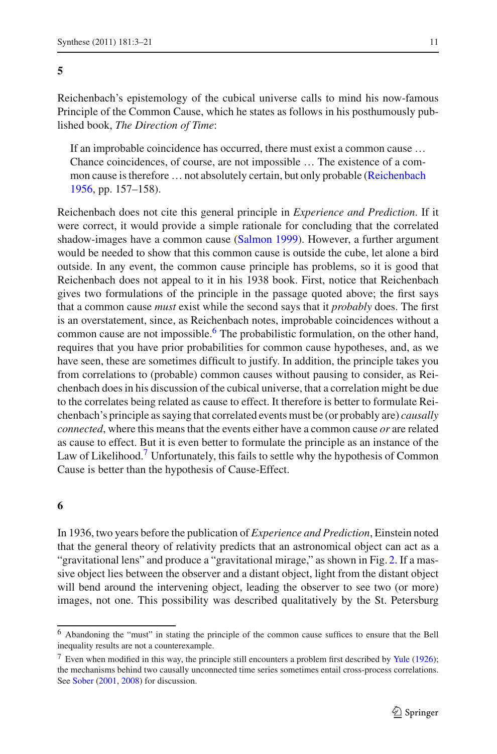## 5

Reichenbach's epistemology of the cubical universe calls to mind his now-famous Principle of the Common Cause, which he states as follows in his posthumously published book, *The Direction of Time*:

> If an improbable coincidence has occurred, there must exist a common cause … Chance coincidences, of course, are not impossible … The existence of a common cause is therefore … not absolutely certain, but only probable (Reichenbach 1956, pp. 157–158).

Reichenbach does not cite this general principle in *Experience and Prediction*. If it were correct, it would provide a simple rationale for concluding that the correlated shadow-images have a common cause (Salmon 1999). However, a further argument would be needed to show that this common cause is outside the cube, let alone a bird outside. In any event, the common cause principle has problems, so it is good that Reichenbach does not appeal to it in his 1938 book. First, notice that Reichenbach gives two formulations of the principle in the passage quoted above; the first says that a common cause *must* exist while the second says that it *probably* does. The first is an overstatement, since, as Reichenbach notes, improbable coincidences without a common cause are not impossible.[6] The probabilistic formulation, on the other hand, requires that you have prior probabilities for common cause hypotheses, and, as we have seen, these are sometimes difficult to justify. In addition, the principle takes you from correlations to (probable) common causes without pausing to consider, as Reichenbach does in his discussion of the cubical universe, that a correlation might be due to the correlates being related as cause to effect. It therefore is better to formulate Reichenbach's principle as saying that correlated events must be (or probably are) *causally connected*, where this means that the events either have a common cause *or* are related as cause to effect. But it is even better to formulate the principle as an instance of the Law of Likelihood.[7] Unfortunately, this fails to settle why the hypothesis of Common Cause is better than the hypothesis of Cause-Effect.

## 6

In 1936, two years before the publication of *Experience and Prediction*, Einstein noted that the general theory of relativity predicts that an astronomical object can act as a "gravitational lens" and produce a "gravitational mirage," as shown in Fig. 2. If a massive object lies between the observer and a distant object, light from the distant object will bend around the intervening object, leading the observer to see two (or more) images, not one. This possibility was described qualitatively by the St. Petersburg

---

[6] Abandoning the "must" in stating the principle of the common cause suffices to ensure that the Bell inequality results are not a counterexample.

[7] Even when modified in this way, the principle still encounters a problem first described by Yule (1926); the mechanisms behind two causally unconnected time series sometimes entail cross-process correlations. See Sober (2001, 2008) for discussion.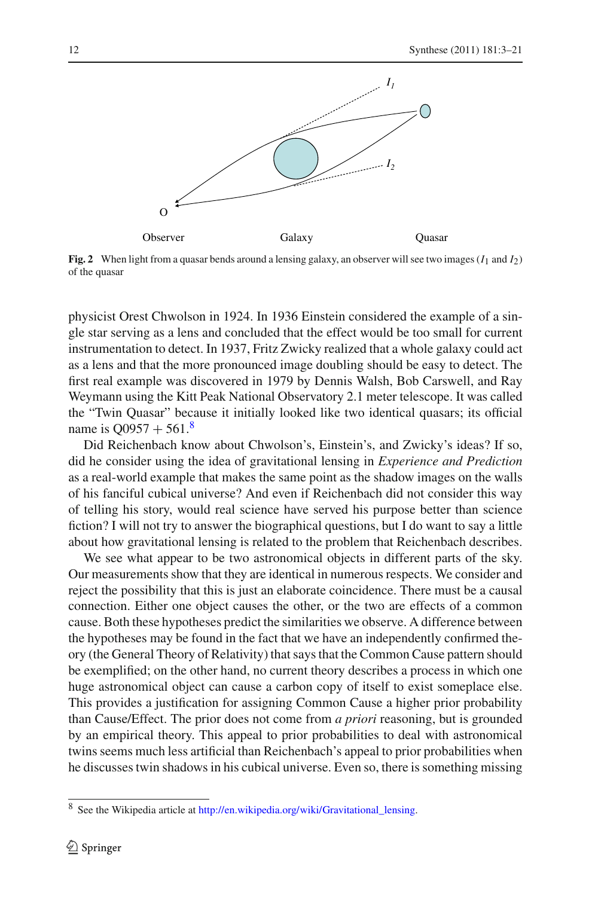$I_1$

$I_2$

O

Observer

Galaxy

Quasar

**Fig. 2** When light from a quasar bends around a lensing galaxy, an observer will see two images ($I_1$ and $I_2$) of the quasar

physicist Orest Chwolson in 1924. In 1936 Einstein considered the example of a single star serving as a lens and concluded that the effect would be too small for current instrumentation to detect. In 1937, Fritz Zwicky realized that a whole galaxy could act as a lens and that the more pronounced image doubling should be easy to detect. The first real example was discovered in 1979 by Dennis Walsh, Bob Carswell, and Ray Weymann using the Kitt Peak National Observatory 2.1 meter telescope. It was called the "Twin Quasar" because it initially looked like two identical quasars; its official name is Q0957 + 561.[8]

Did Reichenbach know about Chwolson's, Einstein's, and Zwicky's ideas? If so, did he consider using the idea of gravitational lensing in *Experience and Prediction* as a real-world example that makes the same point as the shadow images on the walls of his fanciful cubical universe? And even if Reichenbach did not consider this way of telling his story, would real science have served his purpose better than science fiction? I will not try to answer the biographical questions, but I do want to say a little about how gravitational lensing is related to the problem that Reichenbach describes.

We see what appear to be two astronomical objects in different parts of the sky. Our measurements show that they are identical in numerous respects. We consider and reject the possibility that this is just an elaborate coincidence. There must be a causal connection. Either one object causes the other, or the two are effects of a common cause. Both these hypotheses predict the similarities we observe. A difference between the hypotheses may be found in the fact that we have an independently confirmed theory (the General Theory of Relativity) that says that the Common Cause pattern should be exemplified; on the other hand, no current theory describes a process in which one huge astronomical object can cause a carbon copy of itself to exist someplace else. This provides a justification for assigning Common Cause a higher prior probability than Cause/Effect. The prior does not come from *a priori* reasoning, but is grounded by an empirical theory. This appeal to prior probabilities to deal with astronomical twins seems much less artificial than Reichenbach's appeal to prior probabilities when he discusses twin shadows in his cubical universe. Even so, there is something missing

[8] See the Wikipedia article at http://en.wikipedia.org/wiki/Gravitational_lensing.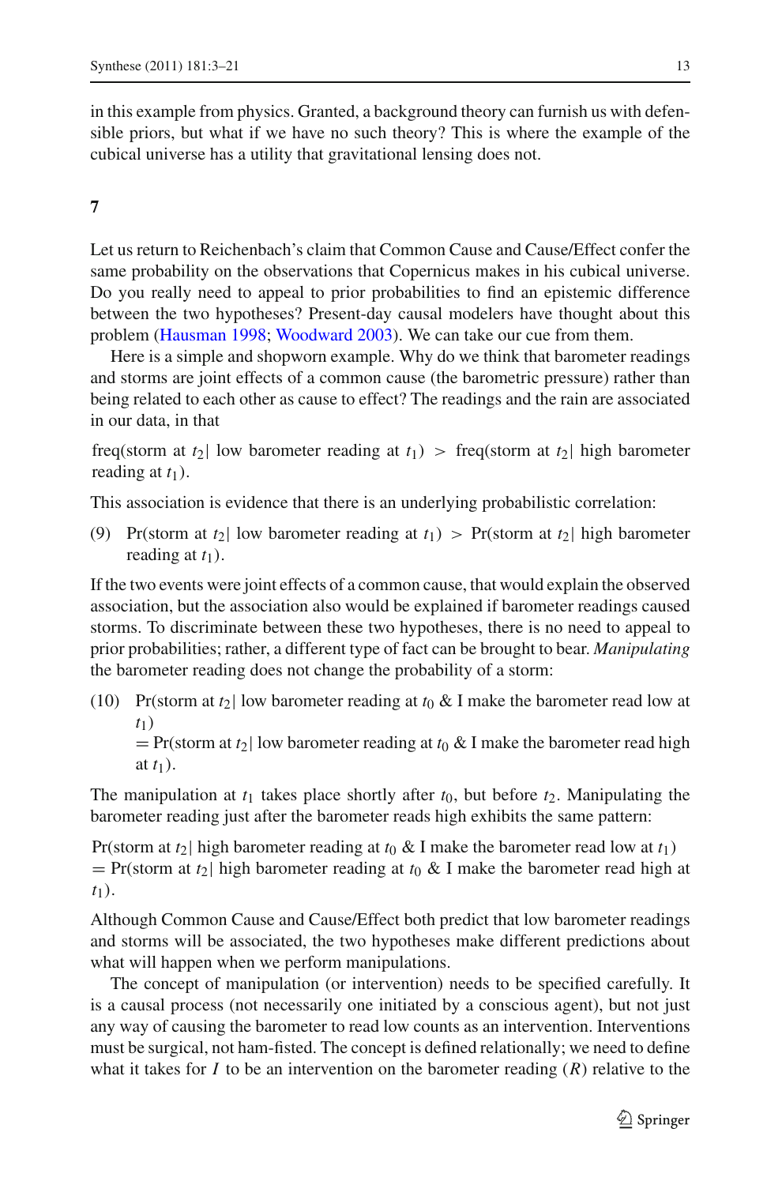in this example from physics. Granted, a background theory can furnish us with defensible priors, but what if we have no such theory? This is where the example of the cubical universe has a utility that gravitational lensing does not.

## 7

Let us return to Reichenbach's claim that Common Cause and Cause/Effect confer the same probability on the observations that Copernicus makes in his cubical universe. Do you really need to appeal to prior probabilities to find an epistemic difference between the two hypotheses? Present-day causal modelers have thought about this problem (Hausman 1998; Woodward 2003). We can take our cue from them.

Here is a simple and shopworn example. Why do we think that barometer readings and storms are joint effects of a common cause (the barometric pressure) rather than being related to each other as cause to effect? The readings and the rain are associated in our data, in that

freq(storm at $t_2$| low barometer reading at $t_1$) $>$ freq(storm at $t_2$| high barometer reading at $t_1$).

This association is evidence that there is an underlying probabilistic correlation:

(9) Pr(storm at $t_2$| low barometer reading at $t_1$) $>$ Pr(storm at $t_2$| high barometer reading at $t_1$).

If the two events were joint effects of a common cause, that would explain the observed association, but the association also would be explained if barometer readings caused storms. To discriminate between these two hypotheses, there is no need to appeal to prior probabilities; rather, a different type of fact can be brought to bear. *Manipulating* the barometer reading does not change the probability of a storm:

(10) Pr(storm at $t_2$| low barometer reading at $t_0$ & I make the barometer read low at $t_1$)
$=$ Pr(storm at $t_2$| low barometer reading at $t_0$ & I make the barometer read high at $t_1$).

The manipulation at $t_1$ takes place shortly after $t_0$, but before $t_2$. Manipulating the barometer reading just after the barometer reads high exhibits the same pattern:

Pr(storm at $t_2$| high barometer reading at $t_0$ & I make the barometer read low at $t_1$)
$=$ Pr(storm at $t_2$| high barometer reading at $t_0$ & I make the barometer read high at $t_1$).

Although Common Cause and Cause/Effect both predict that low barometer readings and storms will be associated, the two hypotheses make different predictions about what will happen when we perform manipulations.

The concept of manipulation (or intervention) needs to be specified carefully. It is a causal process (not necessarily one initiated by a conscious agent), but not just any way of causing the barometer to read low counts as an intervention. Interventions must be surgical, not ham-fisted. The concept is defined relationally; we need to define what it takes for $I$ to be an intervention on the barometer reading ($R$) relative to the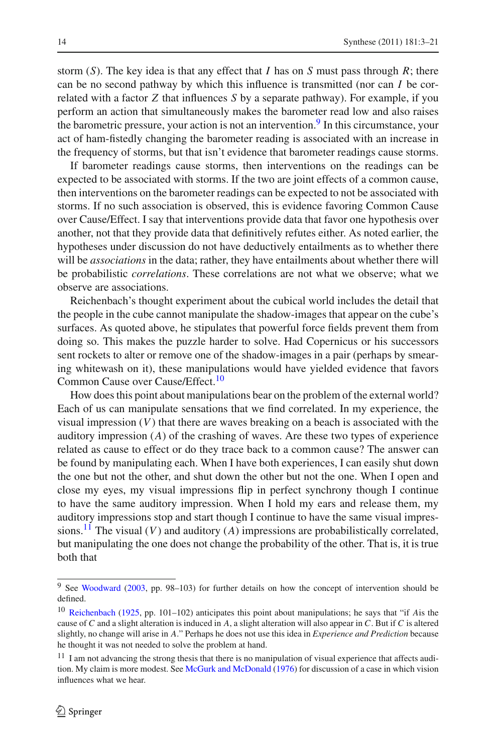storm ($S$). The key idea is that any effect that $I$ has on $S$ must pass through $R$; there can be no second pathway by which this influence is transmitted (nor can $I$ be correlated with a factor $Z$ that influences $S$ by a separate pathway). For example, if you perform an action that simultaneously makes the barometer read low and also raises the barometric pressure, your action is not an intervention.[9] In this circumstance, your act of ham-fistedly changing the barometer reading is associated with an increase in the frequency of storms, but that isn't evidence that barometer readings cause storms.

If barometer readings cause storms, then interventions on the readings can be expected to be associated with storms. If the two are joint effects of a common cause, then interventions on the barometer readings can be expected to not be associated with storms. If no such association is observed, this is evidence favoring Common Cause over Cause/Effect. I say that interventions provide data that favor one hypothesis over another, not that they provide data that definitively refutes either. As noted earlier, the hypotheses under discussion do not have deductively entailments as to whether there will be *associations* in the data; rather, they have entailments about whether there will be probabilistic *correlations*. These correlations are not what we observe; what we observe are associations.

Reichenbach's thought experiment about the cubical world includes the detail that the people in the cube cannot manipulate the shadow-images that appear on the cube's surfaces. As quoted above, he stipulates that powerful force fields prevent them from doing so. This makes the puzzle harder to solve. Had Copernicus or his successors sent rockets to alter or remove one of the shadow-images in a pair (perhaps by smearing whitewash on it), these manipulations would have yielded evidence that favors Common Cause over Cause/Effect.[10]

How does this point about manipulations bear on the problem of the external world? Each of us can manipulate sensations that we find correlated. In my experience, the visual impression ($V$) that there are waves breaking on a beach is associated with the auditory impression ($A$) of the crashing of waves. Are these two types of experience related as cause to effect or do they trace back to a common cause? The answer can be found by manipulating each. When I have both experiences, I can easily shut down the one but not the other, and shut down the other but not the one. When I open and close my eyes, my visual impressions flip in perfect synchrony though I continue to have the same auditory impression. When I hold my ears and release them, my auditory impressions stop and start though I continue to have the same visual impressions.[11] The visual ($V$) and auditory ($A$) impressions are probabilistically correlated, but manipulating the one does not change the probability of the other. That is, it is true both that

---

[9] See Woodward (2003, pp. 98–103) for further details on how the concept of intervention should be defined.

[10] Reichenbach (1925, pp. 101–102) anticipates this point about manipulations; he says that "if $A$is the cause of $C$ and a slight alteration is induced in $A$, a slight alteration will also appear in $C$. But if $C$ is altered slightly, no change will arise in $A$." Perhaps he does not use this idea in *Experience and Prediction* because he thought it was not needed to solve the problem at hand.

[11] I am not advancing the strong thesis that there is no manipulation of visual experience that affects audition. My claim is more modest. See McGurk and McDonald (1976) for discussion of a case in which vision influences what we hear.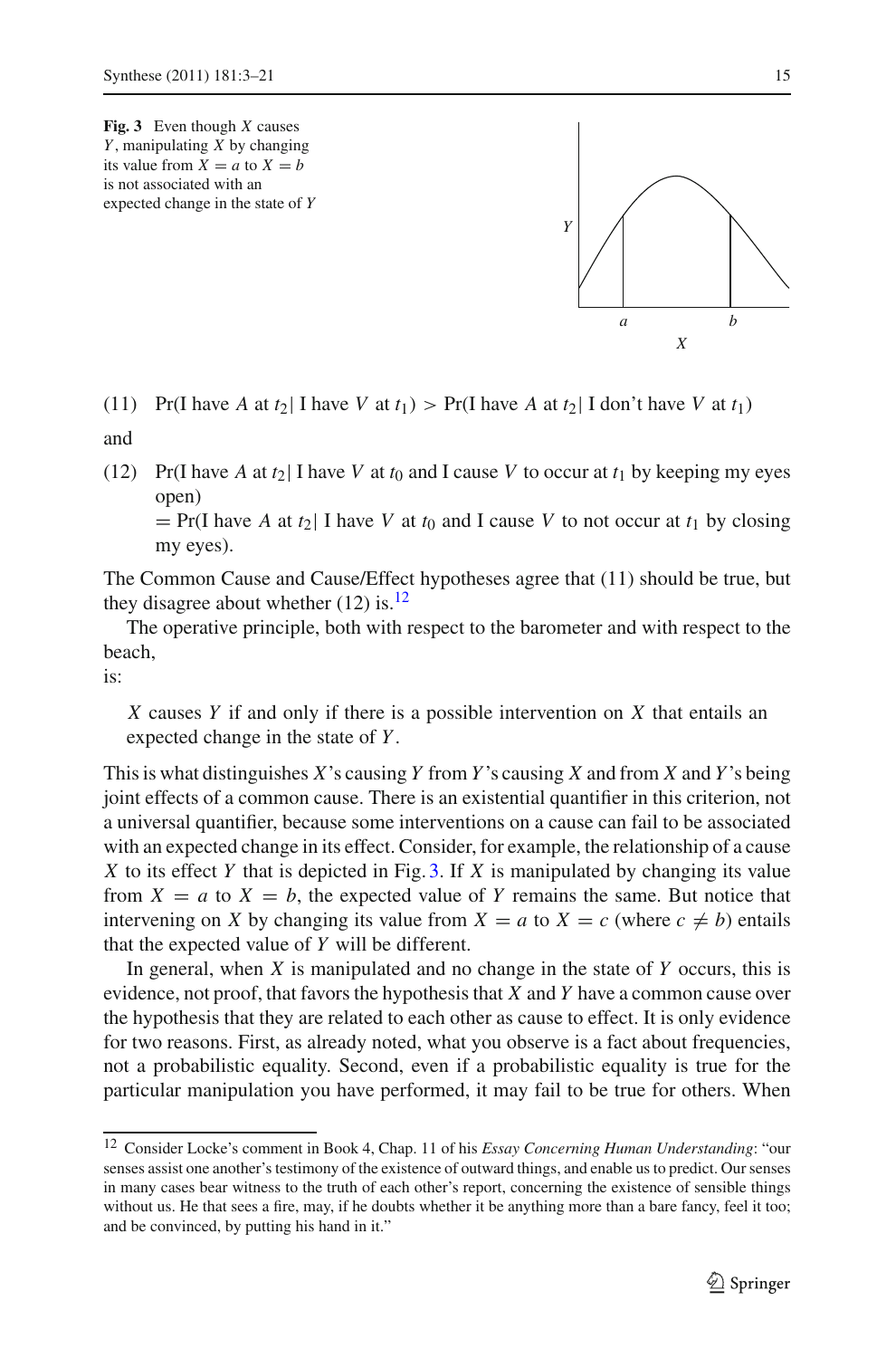**Fig. 3** Even though $X$ causes $Y$, manipulating $X$ by changing its value from $X = a$ to $X = b$ is not associated with an expected change in the state of $Y$

(11) Pr(I have $A$ at $t_2$| I have $V$ at $t_1$) > Pr(I have $A$ at $t_2$| I don't have $V$ at $t_1$)

and

(12) Pr(I have $A$ at $t_2$| I have $V$ at $t_0$ and I cause $V$ to occur at $t_1$ by keeping my eyes open)
= Pr(I have $A$ at $t_2$| I have $V$ at $t_0$ and I cause $V$ to not occur at $t_1$ by closing my eyes).

The Common Cause and Cause/Effect hypotheses agree that (11) should be true, but they disagree about whether (12) is.[12]

The operative principle, both with respect to the barometer and with respect to the beach,
is:

> $X$ causes $Y$ if and only if there is a possible intervention on $X$ that entails an expected change in the state of $Y$.

This is what distinguishes $X$'s causing $Y$ from $Y$'s causing $X$ and from $X$ and $Y$'s being joint effects of a common cause. There is an existential quantifier in this criterion, not a universal quantifier, because some interventions on a cause can fail to be associated with an expected change in its effect. Consider, for example, the relationship of a cause $X$ to its effect $Y$ that is depicted in Fig. 3. If $X$ is manipulated by changing its value from $X = a$ to $X = b$, the expected value of $Y$ remains the same. But notice that intervening on $X$ by changing its value from $X = a$ to $X = c$ (where $c \neq b$) entails that the expected value of $Y$ will be different.

In general, when $X$ is manipulated and no change in the state of $Y$ occurs, this is evidence, not proof, that favors the hypothesis that $X$ and $Y$ have a common cause over the hypothesis that they are related to each other as cause to effect. It is only evidence for two reasons. First, as already noted, what you observe is a fact about frequencies, not a probabilistic equality. Second, even if a probabilistic equality is true for the particular manipulation you have performed, it may fail to be true for others. When

[12] Consider Locke's comment in Book 4, Chap. 11 of his *Essay Concerning Human Understanding*: "our senses assist one another's testimony of the existence of outward things, and enable us to predict. Our senses in many cases bear witness to the truth of each other's report, concerning the existence of sensible things without us. He that sees a fire, may, if he doubts whether it be anything more than a bare fancy, feel it too; and be convinced, by putting his hand in it."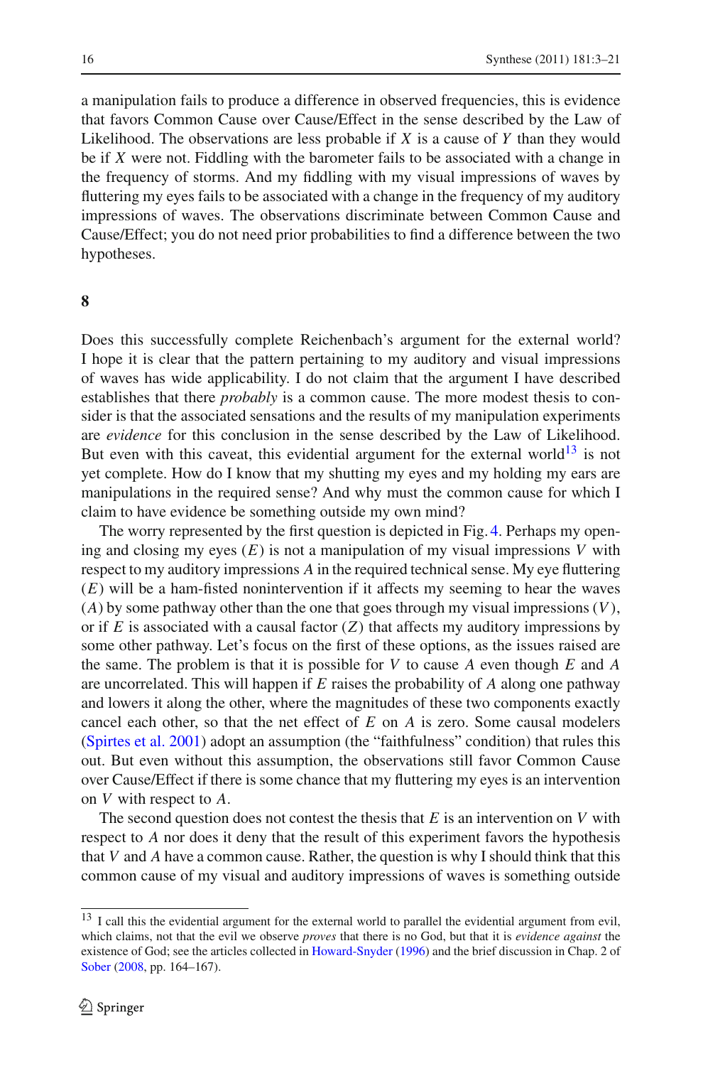a manipulation fails to produce a difference in observed frequencies, this is evidence that favors Common Cause over Cause/Effect in the sense described by the Law of Likelihood. The observations are less probable if $X$ is a cause of $Y$ than they would be if $X$ were not. Fiddling with the barometer fails to be associated with a change in the frequency of storms. And my fiddling with my visual impressions of waves by fluttering my eyes fails to be associated with a change in the frequency of my auditory impressions of waves. The observations discriminate between Common Cause and Cause/Effect; you do not need prior probabilities to find a difference between the two hypotheses.

## 8

Does this successfully complete Reichenbach's argument for the external world? I hope it is clear that the pattern pertaining to my auditory and visual impressions of waves has wide applicability. I do not claim that the argument I have described establishes that there *probably* is a common cause. The more modest thesis to consider is that the associated sensations and the results of my manipulation experiments are *evidence* for this conclusion in the sense described by the Law of Likelihood. But even with this caveat, this evidential argument for the external world[13] is not yet complete. How do I know that my shutting my eyes and my holding my ears are manipulations in the required sense? And why must the common cause for which I claim to have evidence be something outside my own mind?

The worry represented by the first question is depicted in Fig. 4. Perhaps my opening and closing my eyes ($E$) is not a manipulation of my visual impressions $V$ with respect to my auditory impressions $A$ in the required technical sense. My eye fluttering ($E$) will be a ham-fisted nonintervention if it affects my seeming to hear the waves ($A$) by some pathway other than the one that goes through my visual impressions ($V$), or if $E$ is associated with a causal factor ($Z$) that affects my auditory impressions by some other pathway. Let's focus on the first of these options, as the issues raised are the same. The problem is that it is possible for $V$ to cause $A$ even though $E$ and $A$ are uncorrelated. This will happen if $E$ raises the probability of $A$ along one pathway and lowers it along the other, where the magnitudes of these two components exactly cancel each other, so that the net effect of $E$ on $A$ is zero. Some causal modelers (Spirtes et al. 2001) adopt an assumption (the "faithfulness" condition) that rules this out. But even without this assumption, the observations still favor Common Cause over Cause/Effect if there is some chance that my fluttering my eyes is an intervention on $V$ with respect to $A$.

The second question does not contest the thesis that $E$ is an intervention on $V$ with respect to $A$ nor does it deny that the result of this experiment favors the hypothesis that $V$ and $A$ have a common cause. Rather, the question is why I should think that this common cause of my visual and auditory impressions of waves is something outside

[13] I call this the evidential argument for the external world to parallel the evidential argument from evil, which claims, not that the evil we observe *proves* that there is no God, but that it is *evidence against* the existence of God; see the articles collected in Howard-Snyder (1996) and the brief discussion in Chap. 2 of Sober (2008, pp. 164–167).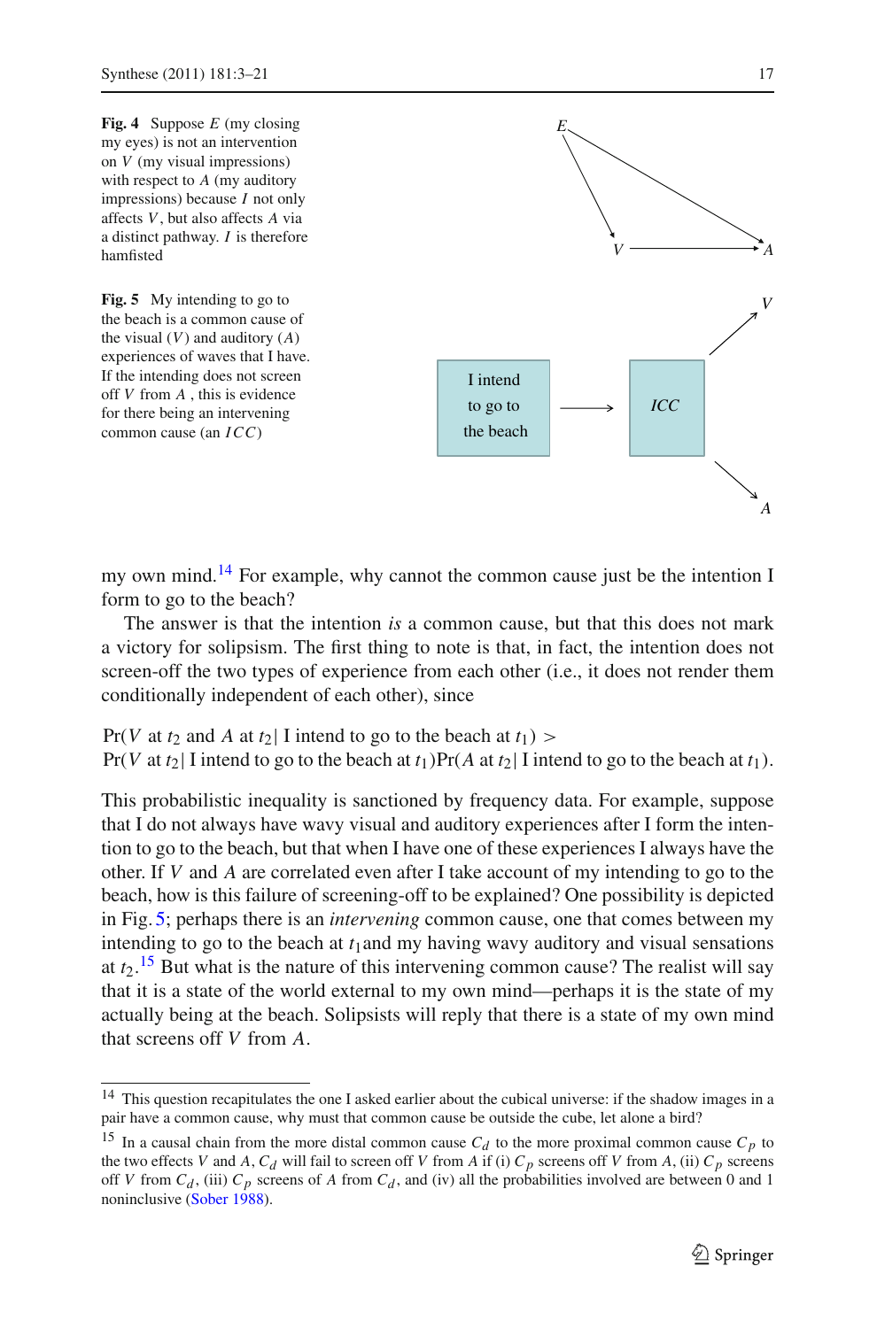**Fig. 4** Suppose $E$ (my closing my eyes) is not an intervention on $V$ (my visual impressions) with respect to $A$ (my auditory impressions) because $I$ not only affects $V$, but also affects $A$ via a distinct pathway. $I$ is therefore hamfisted

**Fig. 5** My intending to go to the beach is a common cause of the visual ($V$) and auditory ($A$) experiences of waves that I have. If the intending does not screen off $V$ from $A$, this is evidence for there being an intervening common cause (an $ICC$)

my own mind.[14] For example, why cannot the common cause just be the intention I form to go to the beach?

The answer is that the intention *is* a common cause, but that this does not mark a victory for solipsism. The first thing to note is that, in fact, the intention does not screen-off the two types of experience from each other (i.e., it does not render them conditionally independent of each other), since

$$\Pr(V \text{ at } t_2 \text{ and } A \text{ at } t_2 \mid \text{I intend to go to the beach at } t_1) >$$
$$\Pr(V \text{ at } t_2 \mid \text{I intend to go to the beach at } t_1)\Pr(A \text{ at } t_2 \mid \text{I intend to go to the beach at } t_1).$$

This probabilistic inequality is sanctioned by frequency data. For example, suppose that I do not always have wavy visual and auditory experiences after I form the intention to go to the beach, but that when I have one of these experiences I always have the other. If $V$ and $A$ are correlated even after I take account of my intending to go to the beach, how is this failure of screening-off to be explained? One possibility is depicted in Fig. 5; perhaps there is an *intervening* common cause, one that comes between my intending to go to the beach at $t_1$and my having wavy auditory and visual sensations at $t_2$.[15] But what is the nature of this intervening common cause? The realist will say that it is a state of the world external to my own mind—perhaps it is the state of my actually being at the beach. Solipsists will reply that there is a state of my own mind that screens off $V$ from $A$.

---

[14] This question recapitulates the one I asked earlier about the cubical universe: if the shadow images in a pair have a common cause, why must that common cause be outside the cube, let alone a bird?

[15] In a causal chain from the more distal common cause $C_d$ to the more proximal common cause $C_p$ to the two effects $V$ and $A$, $C_d$ will fail to screen off $V$ from $A$ if (i) $C_p$ screens off $V$ from $A$, (ii) $C_p$ screens off $V$ from $C_d$, (iii) $C_p$ screens of $A$ from $C_d$, and (iv) all the probabilities involved are between 0 and 1 noninclusive (Sober 1988).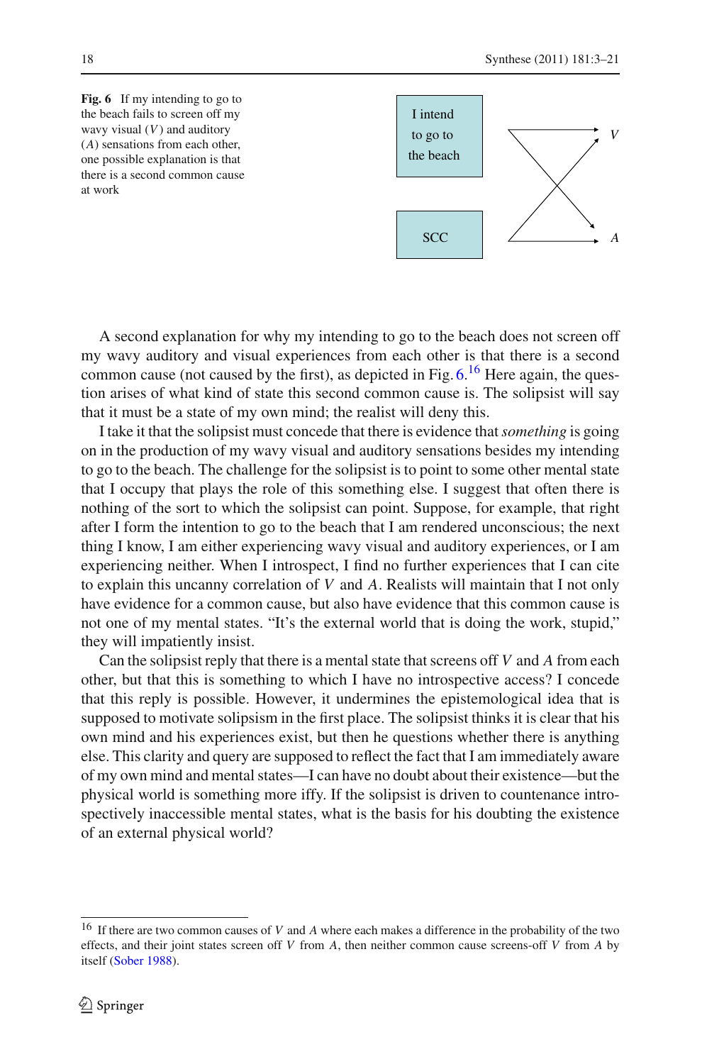**Fig. 6** If my intending to go to the beach fails to screen off my wavy visual ($V$) and auditory ($A$) sensations from each other, one possible explanation is that there is a second common cause at work

I intend to go to the beach

SCC

$V$

$A$

A second explanation for why my intending to go to the beach does not screen off my wavy auditory and visual experiences from each other is that there is a second common cause (not caused by the first), as depicted in Fig. 6.[16] Here again, the question arises of what kind of state this second common cause is. The solipsist will say that it must be a state of my own mind; the realist will deny this.

I take it that the solipsist must concede that there is evidence that *something* is going on in the production of my wavy visual and auditory sensations besides my intending to go to the beach. The challenge for the solipsist is to point to some other mental state that I occupy that plays the role of this something else. I suggest that often there is nothing of the sort to which the solipsist can point. Suppose, for example, that right after I form the intention to go to the beach that I am rendered unconscious; the next thing I know, I am either experiencing wavy visual and auditory experiences, or I am experiencing neither. When I introspect, I find no further experiences that I can cite to explain this uncanny correlation of $V$ and $A$. Realists will maintain that I not only have evidence for a common cause, but also have evidence that this common cause is not one of my mental states. "It's the external world that is doing the work, stupid," they will impatiently insist.

Can the solipsist reply that there is a mental state that screens off $V$ and $A$ from each other, but that this is something to which I have no introspective access? I concede that this reply is possible. However, it undermines the epistemological idea that is supposed to motivate solipsism in the first place. The solipsist thinks it is clear that his own mind and his experiences exist, but then he questions whether there is anything else. This clarity and query are supposed to reflect the fact that I am immediately aware of my own mind and mental states—I can have no doubt about their existence—but the physical world is something more iffy. If the solipsist is driven to countenance introspectively inaccessible mental states, what is the basis for his doubting the existence of an external physical world?

---

[16] If there are two common causes of $V$ and $A$ where each makes a difference in the probability of the two effects, and their joint states screen off $V$ from $A$, then neither common cause screens-off $V$ from $A$ by itself (Sober 1988).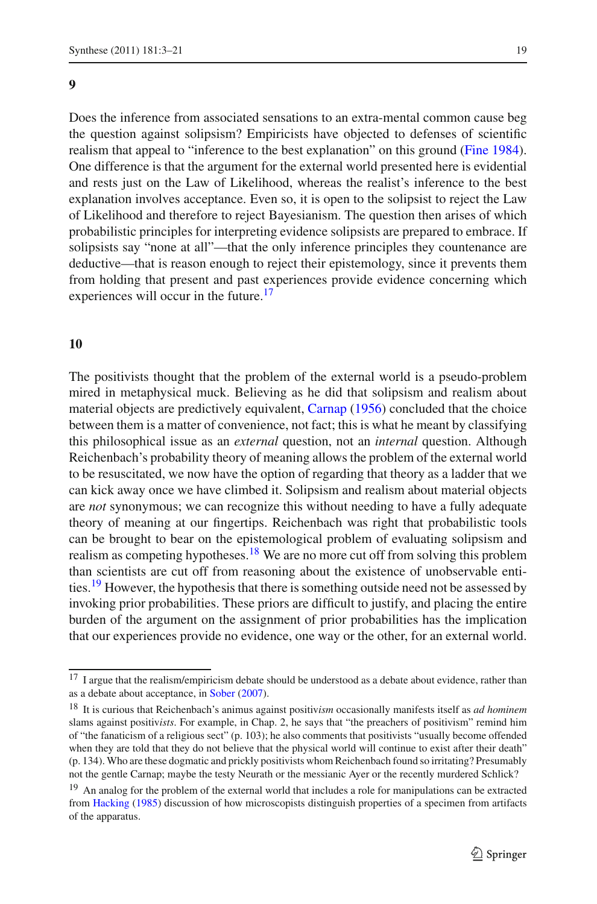**9**

Does the inference from associated sensations to an extra-mental common cause beg the question against solipsism? Empiricists have objected to defenses of scientific realism that appeal to "inference to the best explanation" on this ground (Fine 1984). One difference is that the argument for the external world presented here is evidential and rests just on the Law of Likelihood, whereas the realist's inference to the best explanation involves acceptance. Even so, it is open to the solipsist to reject the Law of Likelihood and therefore to reject Bayesianism. The question then arises of which probabilistic principles for interpreting evidence solipsists are prepared to embrace. If solipsists say "none at all"—that the only inference principles they countenance are deductive—that is reason enough to reject their epistemology, since it prevents them from holding that present and past experiences provide evidence concerning which experiences will occur in the future.[17]

**10**

The positivists thought that the problem of the external world is a pseudo-problem mired in metaphysical muck. Believing as he did that solipsism and realism about material objects are predictively equivalent, Carnap (1956) concluded that the choice between them is a matter of convenience, not fact; this is what he meant by classifying this philosophical issue as an *external* question, not an *internal* question. Although Reichenbach's probability theory of meaning allows the problem of the external world to be resuscitated, we now have the option of regarding that theory as a ladder that we can kick away once we have climbed it. Solipsism and realism about material objects are *not* synonymous; we can recognize this without needing to have a fully adequate theory of meaning at our fingertips. Reichenbach was right that probabilistic tools can be brought to bear on the epistemological problem of evaluating solipsism and realism as competing hypotheses.[18] We are no more cut off from solving this problem than scientists are cut off from reasoning about the existence of unobservable entities.[19] However, the hypothesis that there is something outside need not be assessed by invoking prior probabilities. These priors are difficult to justify, and placing the entire burden of the argument on the assignment of prior probabilities has the implication that our experiences provide no evidence, one way or the other, for an external world.

---

[17] I argue that the realism/empiricism debate should be understood as a debate about evidence, rather than as a debate about acceptance, in Sober (2007).

[18] It is curious that Reichenbach's animus against positiv*ism* occasionally manifests itself as *ad hominem* slams against positiv*ists*. For example, in Chap. 2, he says that "the preachers of positivism" remind him of "the fanaticism of a religious sect" (p. 103); he also comments that positivists "usually become offended when they are told that they do not believe that the physical world will continue to exist after their death" (p. 134). Who are these dogmatic and prickly positivists whom Reichenbach found so irritating? Presumably not the gentle Carnap; maybe the testy Neurath or the messianic Ayer or the recently murdered Schlick?

[19] An analog for the problem of the external world that includes a role for manipulations can be extracted from Hacking (1985) discussion of how microscopists distinguish properties of a specimen from artifacts of the apparatus.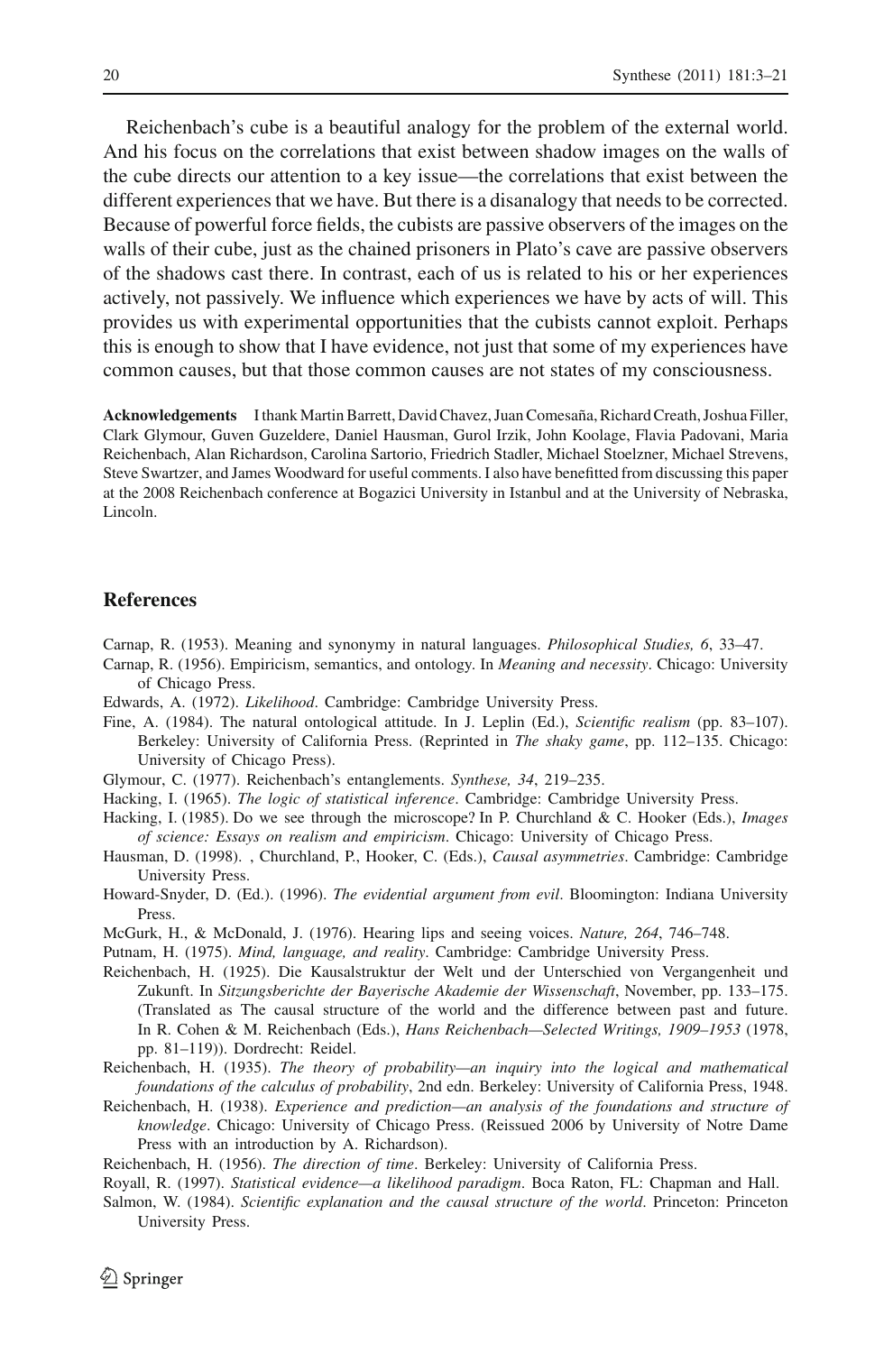Reichenbach's cube is a beautiful analogy for the problem of the external world. And his focus on the correlations that exist between shadow images on the walls of the cube directs our attention to a key issue—the correlations that exist between the different experiences that we have. But there is a disanalogy that needs to be corrected. Because of powerful force fields, the cubists are passive observers of the images on the walls of their cube, just as the chained prisoners in Plato's cave are passive observers of the shadows cast there. In contrast, each of us is related to his or her experiences actively, not passively. We influence which experiences we have by acts of will. This provides us with experimental opportunities that the cubists cannot exploit. Perhaps this is enough to show that I have evidence, not just that some of my experiences have common causes, but that those common causes are not states of my consciousness.

**Acknowledgements** I thank Martin Barrett, David Chavez, Juan Comesaña, Richard Creath, Joshua Filler, Clark Glymour, Guven Guzeldere, Daniel Hausman, Gurol Irzik, John Koolage, Flavia Padovani, Maria Reichenbach, Alan Richardson, Carolina Sartorio, Friedrich Stadler, Michael Stoelzner, Michael Strevens, Steve Swartzer, and James Woodward for useful comments. I also have benefitted from discussing this paper at the 2008 Reichenbach conference at Bogazici University in Istanbul and at the University of Nebraska, Lincoln.

## References

Carnap, R. (1953). Meaning and synonymy in natural languages. *Philosophical Studies, 6*, 33–47.

Carnap, R. (1956). Empiricism, semantics, and ontology. In *Meaning and necessity*. Chicago: University of Chicago Press.

Edwards, A. (1972). *Likelihood*. Cambridge: Cambridge University Press.

Fine, A. (1984). The natural ontological attitude. In J. Leplin (Ed.), *Scientific realism* (pp. 83–107). Berkeley: University of California Press. (Reprinted in *The shaky game*, pp. 112–135. Chicago: University of Chicago Press).

Glymour, C. (1977). Reichenbach's entanglements. *Synthese, 34*, 219–235.

Hacking, I. (1965). *The logic of statistical inference*. Cambridge: Cambridge University Press.

Hacking, I. (1985). Do we see through the microscope? In P. Churchland & C. Hooker (Eds.), *Images of science: Essays on realism and empiricism*. Chicago: University of Chicago Press.

Hausman, D. (1998). , Churchland, P., Hooker, C. (Eds.), *Causal asymmetries*. Cambridge: Cambridge University Press.

Howard-Snyder, D. (Ed.). (1996). *The evidential argument from evil*. Bloomington: Indiana University Press.

McGurk, H., & McDonald, J. (1976). Hearing lips and seeing voices. *Nature, 264*, 746–748.

Putnam, H. (1975). *Mind, language, and reality*. Cambridge: Cambridge University Press.

Reichenbach, H. (1925). Die Kausalstruktur der Welt und der Unterschied von Vergangenheit und Zukunft. In *Sitzungsberichte der Bayerische Akademie der Wissenschaft*, November, pp. 133–175. (Translated as The causal structure of the world and the difference between past and future. In R. Cohen & M. Reichenbach (Eds.), *Hans Reichenbach—Selected Writings, 1909–1953* (1978, pp. 81–119)). Dordrecht: Reidel.

Reichenbach, H. (1935). *The theory of probability—an inquiry into the logical and mathematical foundations of the calculus of probability*, 2nd edn. Berkeley: University of California Press, 1948.

Reichenbach, H. (1938). *Experience and prediction—an analysis of the foundations and structure of knowledge*. Chicago: University of Chicago Press. (Reissued 2006 by University of Notre Dame Press with an introduction by A. Richardson).

Reichenbach, H. (1956). *The direction of time*. Berkeley: University of California Press.

Royall, R. (1997). *Statistical evidence—a likelihood paradigm*. Boca Raton, FL: Chapman and Hall.

Salmon, W. (1984). *Scientific explanation and the causal structure of the world*. Princeton: Princeton University Press.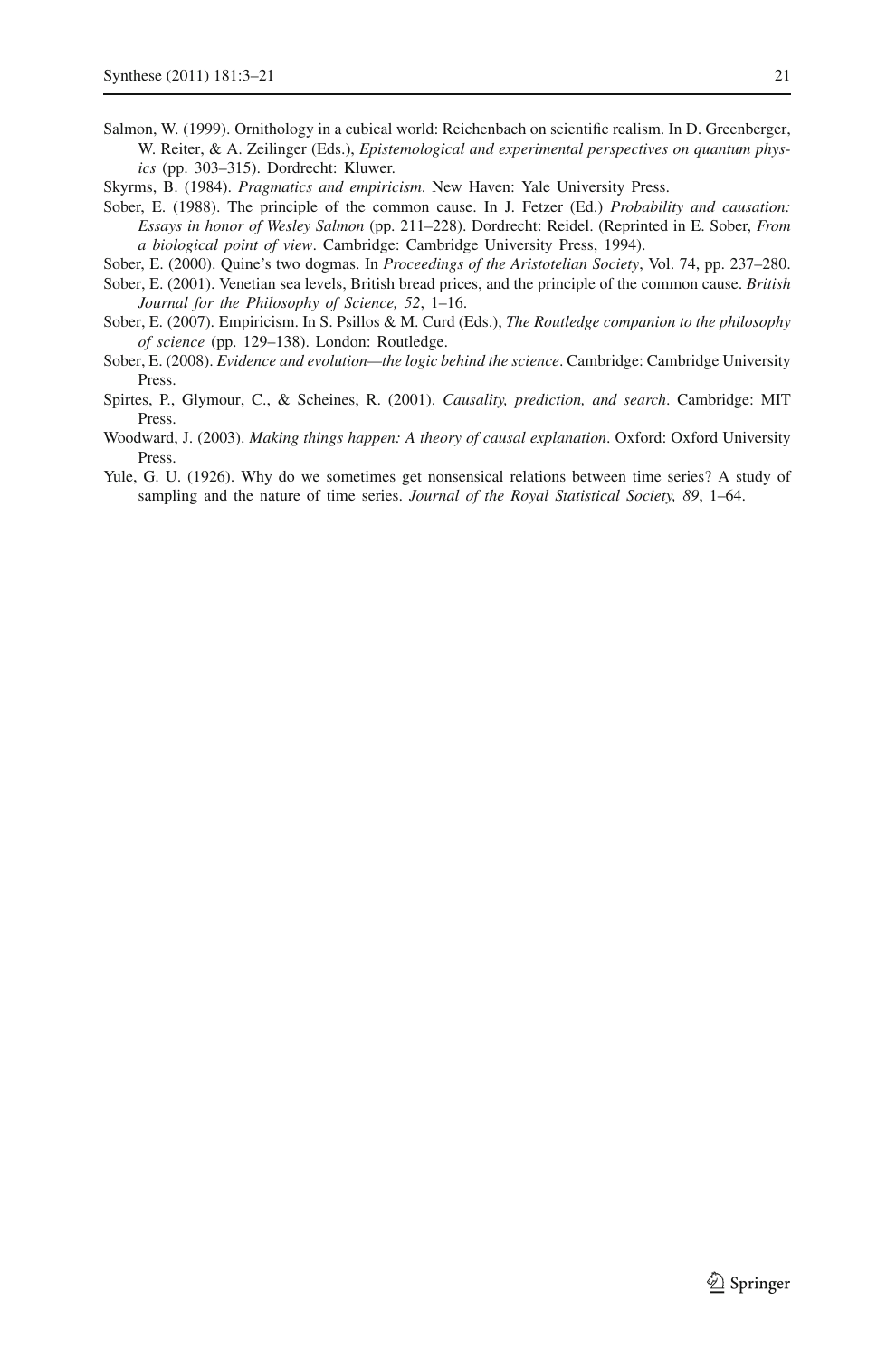Salmon, W. (1999). Ornithology in a cubical world: Reichenbach on scientific realism. In D. Greenberger, W. Reiter, & A. Zeilinger (Eds.), *Epistemological and experimental perspectives on quantum physics* (pp. 303–315). Dordrecht: Kluwer.

Skyrms, B. (1984). *Pragmatics and empiricism*. New Haven: Yale University Press.

Sober, E. (1988). The principle of the common cause. In J. Fetzer (Ed.) *Probability and causation: Essays in honor of Wesley Salmon* (pp. 211–228). Dordrecht: Reidel. (Reprinted in E. Sober, *From a biological point of view*. Cambridge: Cambridge University Press, 1994).

Sober, E. (2000). Quine's two dogmas. In *Proceedings of the Aristotelian Society*, Vol. 74, pp. 237–280.

Sober, E. (2001). Venetian sea levels, British bread prices, and the principle of the common cause. *British Journal for the Philosophy of Science, 52*, 1–16.

Sober, E. (2007). Empiricism. In S. Psillos & M. Curd (Eds.), *The Routledge companion to the philosophy of science* (pp. 129–138). London: Routledge.

Sober, E. (2008). *Evidence and evolution—the logic behind the science*. Cambridge: Cambridge University Press.

Spirtes, P., Glymour, C., & Scheines, R. (2001). *Causality, prediction, and search*. Cambridge: MIT Press.

Woodward, J. (2003). *Making things happen: A theory of causal explanation*. Oxford: Oxford University Press.

Yule, G. U. (1926). Why do we sometimes get nonsensical relations between time series? A study of sampling and the nature of time series. *Journal of the Royal Statistical Society, 89*, 1–64.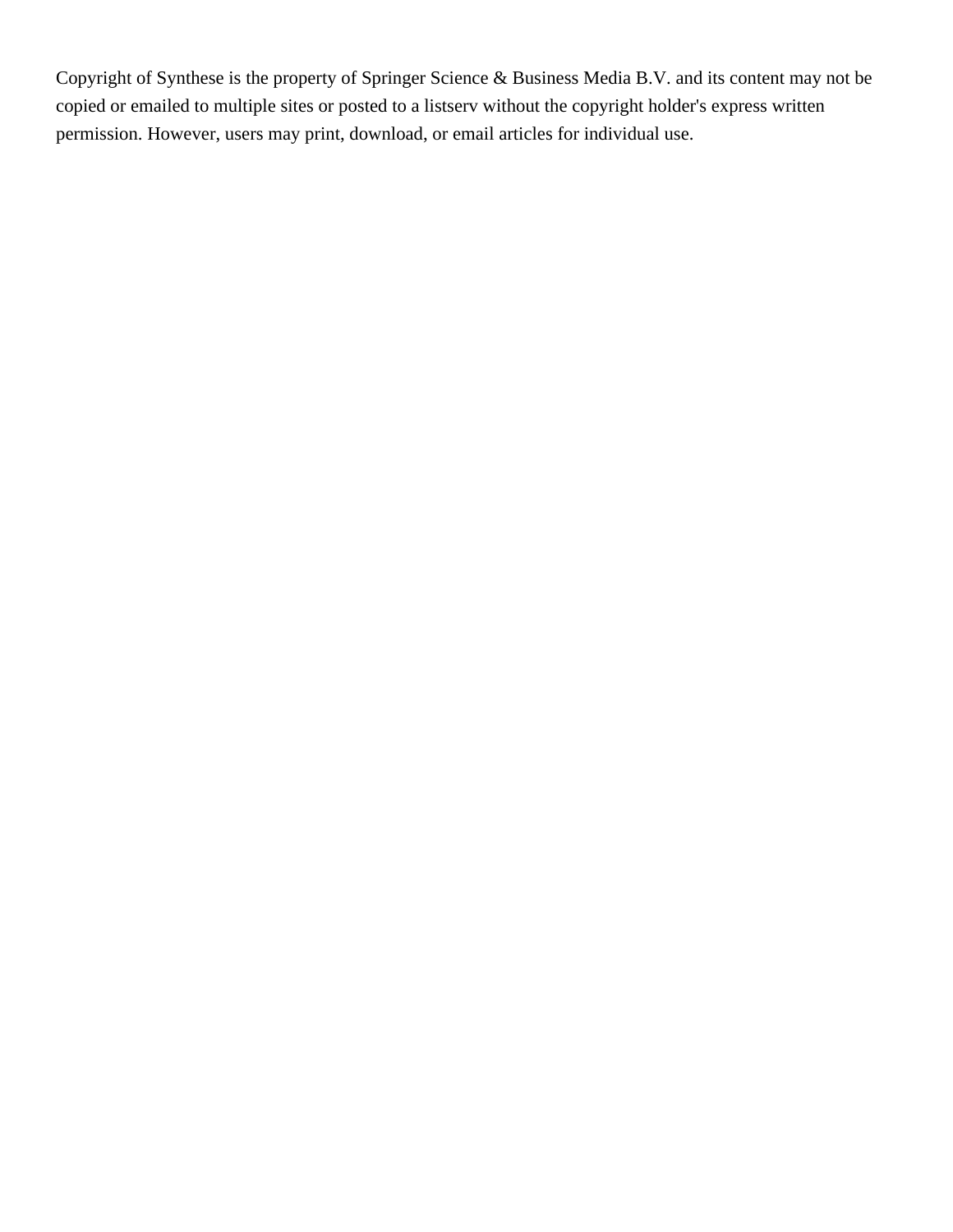Copyright of Synthese is the property of Springer Science & Business Media B.V. and its content may not be copied or emailed to multiple sites or posted to a listserv without the copyright holder's express written permission. However, users may print, download, or email articles for individual use.